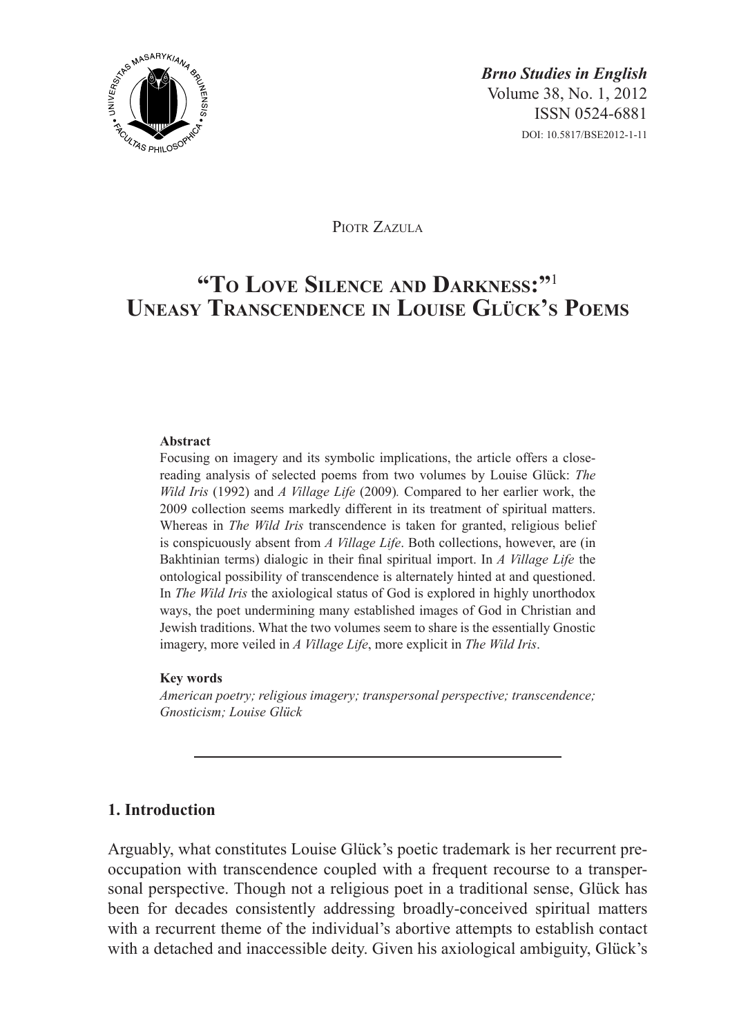*Brno Studies in English*
Volume 38, No. 1, 2012
ISSN 0524-6881
DOI: 10.5817/BSE2012-1-11

Piotr Zazula

# "To Love Silence and Darkness:"[1] Uneasy Transcendence in Louise Glück's Poems

**Abstract**

Focusing on imagery and its symbolic implications, the article offers a close-reading analysis of selected poems from two volumes by Louise Glück: *The Wild Iris* (1992) and *A Village Life* (2009). Compared to her earlier work, the 2009 collection seems markedly different in its treatment of spiritual matters. Whereas in *The Wild Iris* transcendence is taken for granted, religious belief is conspicuously absent from *A Village Life*. Both collections, however, are (in Bakhtinian terms) dialogic in their final spiritual import. In *A Village Life* the ontological possibility of transcendence is alternately hinted at and questioned. In *The Wild Iris* the axiological status of God is explored in highly unorthodox ways, the poet undermining many established images of God in Christian and Jewish traditions. What the two volumes seem to share is the essentially Gnostic imagery, more veiled in *A Village Life*, more explicit in *The Wild Iris*.

**Key words**

*American poetry; religious imagery; transpersonal perspective; transcendence; Gnosticism; Louise Glück*

## 1. Introduction

Arguably, what constitutes Louise Glück's poetic trademark is her recurrent preoccupation with transcendence coupled with a frequent recourse to a transpersonal perspective. Though not a religious poet in a traditional sense, Glück has been for decades consistently addressing broadly-conceived spiritual matters with a recurrent theme of the individual's abortive attempts to establish contact with a detached and inaccessible deity. Given his axiological ambiguity, Glück's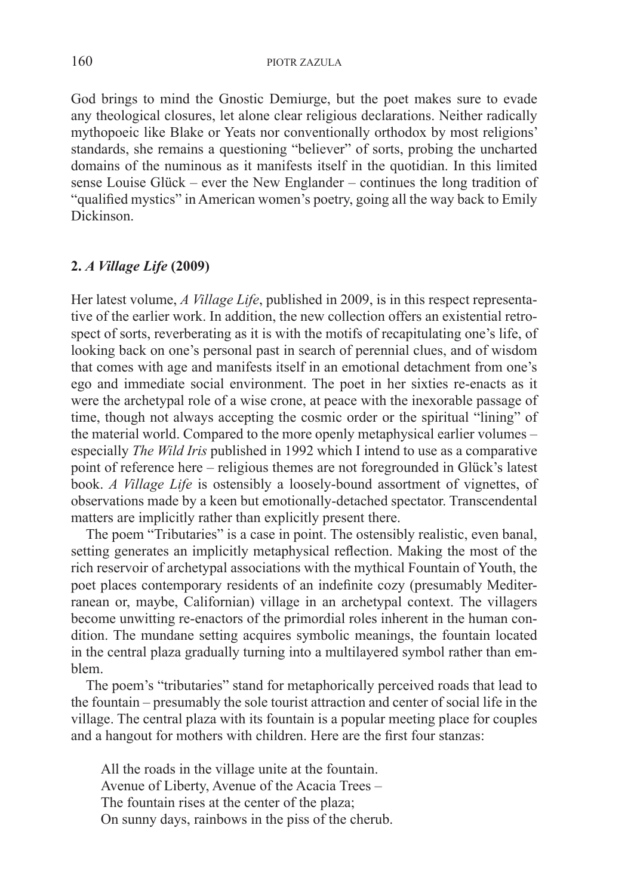God brings to mind the Gnostic Demiurge, but the poet makes sure to evade any theological closures, let alone clear religious declarations. Neither radically mythopoeic like Blake or Yeats nor conventionally orthodox by most religions' standards, she remains a questioning "believer" of sorts, probing the uncharted domains of the numinous as it manifests itself in the quotidian. In this limited sense Louise Glück – ever the New Englander – continues the long tradition of "qualified mystics" in American women's poetry, going all the way back to Emily Dickinson.

## 2. *A Village Life* (2009)

Her latest volume, *A Village Life*, published in 2009, is in this respect representative of the earlier work. In addition, the new collection offers an existential retrospect of sorts, reverberating as it is with the motifs of recapitulating one's life, of looking back on one's personal past in search of perennial clues, and of wisdom that comes with age and manifests itself in an emotional detachment from one's ego and immediate social environment. The poet in her sixties re-enacts as it were the archetypal role of a wise crone, at peace with the inexorable passage of time, though not always accepting the cosmic order or the spiritual "lining" of the material world. Compared to the more openly metaphysical earlier volumes – especially *The Wild Iris* published in 1992 which I intend to use as a comparative point of reference here – religious themes are not foregrounded in Glück's latest book. *A Village Life* is ostensibly a loosely-bound assortment of vignettes, of observations made by a keen but emotionally-detached spectator. Transcendental matters are implicitly rather than explicitly present there.

The poem "Tributaries" is a case in point. The ostensibly realistic, even banal, setting generates an implicitly metaphysical reflection. Making the most of the rich reservoir of archetypal associations with the mythical Fountain of Youth, the poet places contemporary residents of an indefinite cozy (presumably Mediterranean or, maybe, Californian) village in an archetypal context. The villagers become unwitting re-enactors of the primordial roles inherent in the human condition. The mundane setting acquires symbolic meanings, the fountain located in the central plaza gradually turning into a multilayered symbol rather than emblem.

The poem's "tributaries" stand for metaphorically perceived roads that lead to the fountain – presumably the sole tourist attraction and center of social life in the village. The central plaza with its fountain is a popular meeting place for couples and a hangout for mothers with children. Here are the first four stanzas:

> All the roads in the village unite at the fountain.
> Avenue of Liberty, Avenue of the Acacia Trees –
> The fountain rises at the center of the plaza;
> On sunny days, rainbows in the piss of the cherub.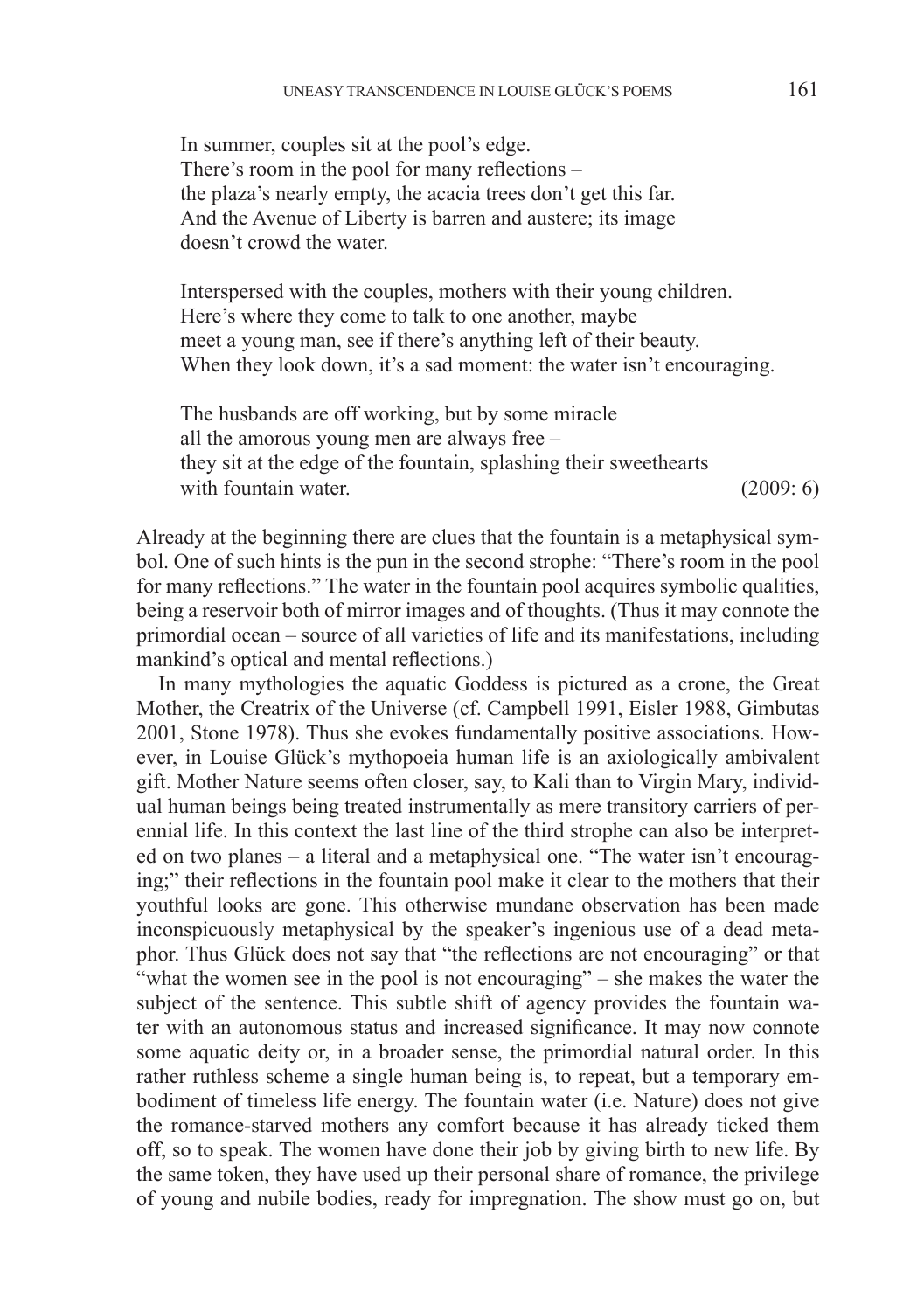> In summer, couples sit at the pool's edge.
> There's room in the pool for many reflections –
> the plaza's nearly empty, the acacia trees don't get this far.
> And the Avenue of Liberty is barren and austere; its image
> doesn't crowd the water.
>
> Interspersed with the couples, mothers with their young children.
> Here's where they come to talk to one another, maybe
> meet a young man, see if there's anything left of their beauty.
> When they look down, it's a sad moment: the water isn't encouraging.
>
> The husbands are off working, but by some miracle
> all the amorous young men are always free –
> they sit at the edge of the fountain, splashing their sweethearts
> with fountain water. (2009: 6)

Already at the beginning there are clues that the fountain is a metaphysical symbol. One of such hints is the pun in the second strophe: "There's room in the pool for many reflections." The water in the fountain pool acquires symbolic qualities, being a reservoir both of mirror images and of thoughts. (Thus it may connote the primordial ocean – source of all varieties of life and its manifestations, including mankind's optical and mental reflections.)

In many mythologies the aquatic Goddess is pictured as a crone, the Great Mother, the Creatrix of the Universe (cf. Campbell 1991, Eisler 1988, Gimbutas 2001, Stone 1978). Thus she evokes fundamentally positive associations. However, in Louise Glück's mythopoeia human life is an axiologically ambivalent gift. Mother Nature seems often closer, say, to Kali than to Virgin Mary, individual human beings being treated instrumentally as mere transitory carriers of perennial life. In this context the last line of the third strophe can also be interpreted on two planes – a literal and a metaphysical one. "The water isn't encouraging;" their reflections in the fountain pool make it clear to the mothers that their youthful looks are gone. This otherwise mundane observation has been made inconspicuously metaphysical by the speaker's ingenious use of a dead metaphor. Thus Glück does not say that "the reflections are not encouraging" or that "what the women see in the pool is not encouraging" – she makes the water the subject of the sentence. This subtle shift of agency provides the fountain water with an autonomous status and increased significance. It may now connote some aquatic deity or, in a broader sense, the primordial natural order. In this rather ruthless scheme a single human being is, to repeat, but a temporary embodiment of timeless life energy. The fountain water (i.e. Nature) does not give the romance-starved mothers any comfort because it has already ticked them off, so to speak. The women have done their job by giving birth to new life. By the same token, they have used up their personal share of romance, the privilege of young and nubile bodies, ready for impregnation. The show must go on, but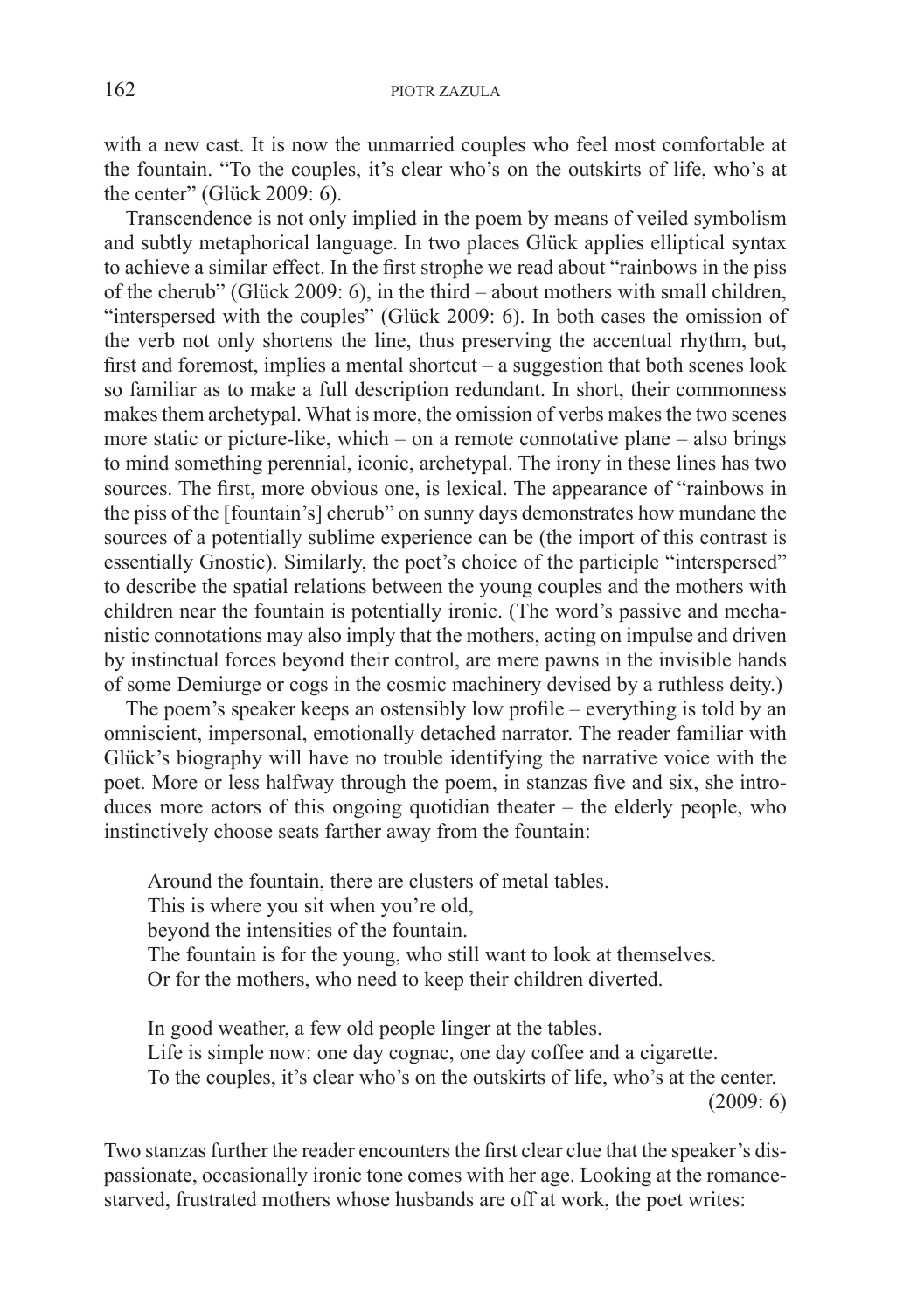with a new cast. It is now the unmarried couples who feel most comfortable at the fountain. "To the couples, it's clear who's on the outskirts of life, who's at the center" (Glück 2009: 6).

Transcendence is not only implied in the poem by means of veiled symbolism and subtly metaphorical language. In two places Glück applies elliptical syntax to achieve a similar effect. In the first strophe we read about "rainbows in the piss of the cherub" (Glück 2009: 6), in the third – about mothers with small children, "interspersed with the couples" (Glück 2009: 6). In both cases the omission of the verb not only shortens the line, thus preserving the accentual rhythm, but, first and foremost, implies a mental shortcut – a suggestion that both scenes look so familiar as to make a full description redundant. In short, their commonness makes them archetypal. What is more, the omission of verbs makes the two scenes more static or picture-like, which – on a remote connotative plane – also brings to mind something perennial, iconic, archetypal. The irony in these lines has two sources. The first, more obvious one, is lexical. The appearance of "rainbows in the piss of the [fountain's] cherub" on sunny days demonstrates how mundane the sources of a potentially sublime experience can be (the import of this contrast is essentially Gnostic). Similarly, the poet's choice of the participle "interspersed" to describe the spatial relations between the young couples and the mothers with children near the fountain is potentially ironic. (The word's passive and mechanistic connotations may also imply that the mothers, acting on impulse and driven by instinctual forces beyond their control, are mere pawns in the invisible hands of some Demiurge or cogs in the cosmic machinery devised by a ruthless deity.)

The poem's speaker keeps an ostensibly low profile – everything is told by an omniscient, impersonal, emotionally detached narrator. The reader familiar with Glück's biography will have no trouble identifying the narrative voice with the poet. More or less halfway through the poem, in stanzas five and six, she introduces more actors of this ongoing quotidian theater – the elderly people, who instinctively choose seats farther away from the fountain:

> Around the fountain, there are clusters of metal tables.
> This is where you sit when you're old,
> beyond the intensities of the fountain.
> The fountain is for the young, who still want to look at themselves.
> Or for the mothers, who need to keep their children diverted.
>
> In good weather, a few old people linger at the tables.
> Life is simple now: one day cognac, one day coffee and a cigarette.
> To the couples, it's clear who's on the outskirts of life, who's at the center.
> (2009: 6)

Two stanzas further the reader encounters the first clear clue that the speaker's dispassionate, occasionally ironic tone comes with her age. Looking at the romance-starved, frustrated mothers whose husbands are off at work, the poet writes: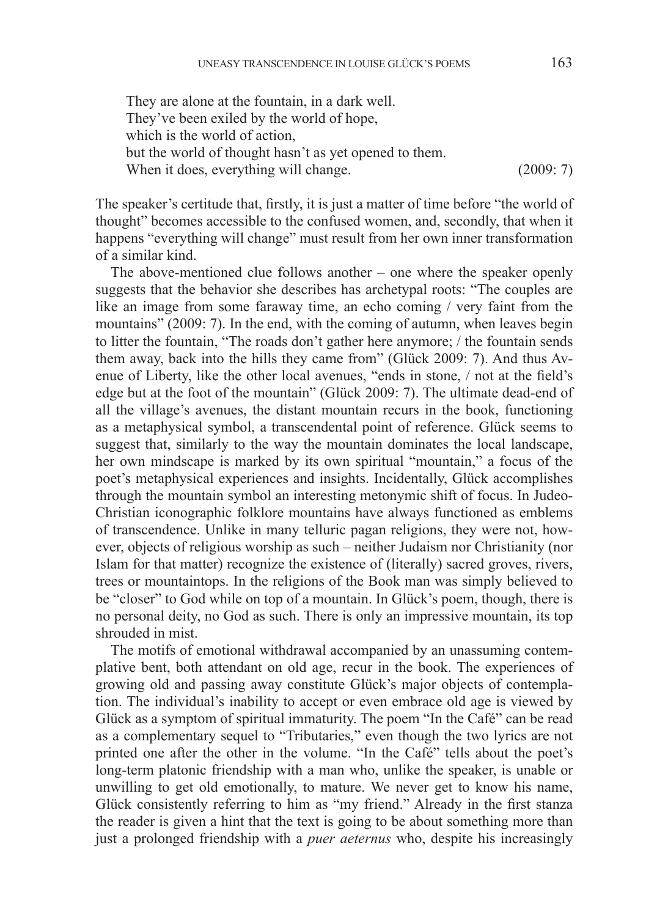> They are alone at the fountain, in a dark well.
> They've been exiled by the world of hope,
> which is the world of action,
> but the world of thought hasn't as yet opened to them.
> When it does, everything will change. (2009: 7)

The speaker's certitude that, firstly, it is just a matter of time before "the world of thought" becomes accessible to the confused women, and, secondly, that when it happens "everything will change" must result from her own inner transformation of a similar kind.

The above-mentioned clue follows another – one where the speaker openly suggests that the behavior she describes has archetypal roots: "The couples are like an image from some faraway time, an echo coming / very faint from the mountains" (2009: 7). In the end, with the coming of autumn, when leaves begin to litter the fountain, "The roads don't gather here anymore; / the fountain sends them away, back into the hills they came from" (Glück 2009: 7). And thus Avenue of Liberty, like the other local avenues, "ends in stone, / not at the field's edge but at the foot of the mountain" (Glück 2009: 7). The ultimate dead-end of all the village's avenues, the distant mountain recurs in the book, functioning as a metaphysical symbol, a transcendental point of reference. Glück seems to suggest that, similarly to the way the mountain dominates the local landscape, her own mindscape is marked by its own spiritual "mountain," a focus of the poet's metaphysical experiences and insights. Incidentally, Glück accomplishes through the mountain symbol an interesting metonymic shift of focus. In Judeo-Christian iconographic folklore mountains have always functioned as emblems of transcendence. Unlike in many telluric pagan religions, they were not, however, objects of religious worship as such – neither Judaism nor Christianity (nor Islam for that matter) recognize the existence of (literally) sacred groves, rivers, trees or mountaintops. In the religions of the Book man was simply believed to be "closer" to God while on top of a mountain. In Glück's poem, though, there is no personal deity, no God as such. There is only an impressive mountain, its top shrouded in mist.

The motifs of emotional withdrawal accompanied by an unassuming contemplative bent, both attendant on old age, recur in the book. The experiences of growing old and passing away constitute Glück's major objects of contemplation. The individual's inability to accept or even embrace old age is viewed by Glück as a symptom of spiritual immaturity. The poem "In the Café" can be read as a complementary sequel to "Tributaries," even though the two lyrics are not printed one after the other in the volume. "In the Café" tells about the poet's long-term platonic friendship with a man who, unlike the speaker, is unable or unwilling to get old emotionally, to mature. We never get to know his name, Glück consistently referring to him as "my friend." Already in the first stanza the reader is given a hint that the text is going to be about something more than just a prolonged friendship with a *puer aeternus* who, despite his increasingly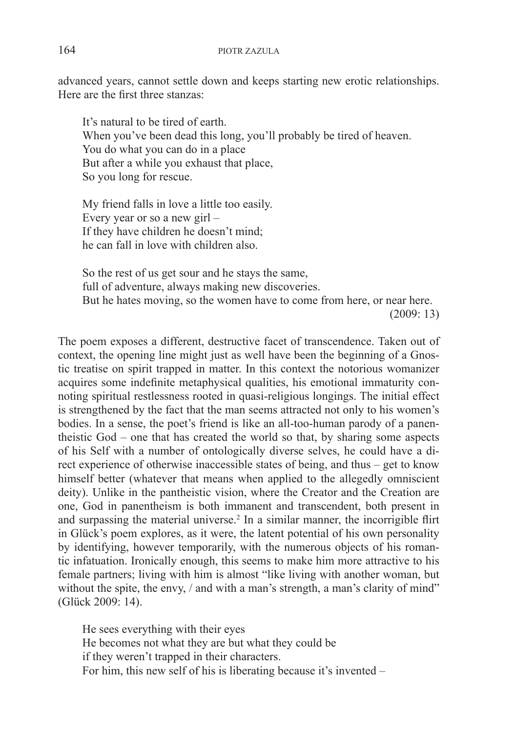advanced years, cannot settle down and keeps starting new erotic relationships. Here are the first three stanzas:

> It's natural to be tired of earth.  
> When you've been dead this long, you'll probably be tired of heaven.  
> You do what you can do in a place  
> But after a while you exhaust that place,  
> So you long for rescue.
>
> My friend falls in love a little too easily.  
> Every year or so a new girl –  
> If they have children he doesn't mind;  
> he can fall in love with children also.
>
> So the rest of us get sour and he stays the same,  
> full of adventure, always making new discoveries.  
> But he hates moving, so the women have to come from here, or near here.  
> (2009: 13)

The poem exposes a different, destructive facet of transcendence. Taken out of context, the opening line might just as well have been the beginning of a Gnostic treatise on spirit trapped in matter. In this context the notorious womanizer acquires some indefinite metaphysical qualities, his emotional immaturity connoting spiritual restlessness rooted in quasi-religious longings. The initial effect is strengthened by the fact that the man seems attracted not only to his women's bodies. In a sense, the poet's friend is like an all-too-human parody of a panentheistic God – one that has created the world so that, by sharing some aspects of his Self with a number of ontologically diverse selves, he could have a direct experience of otherwise inaccessible states of being, and thus – get to know himself better (whatever that means when applied to the allegedly omniscient deity). Unlike in the pantheistic vision, where the Creator and the Creation are one, God in panentheism is both immanent and transcendent, both present in and surpassing the material universe.[2] In a similar manner, the incorrigible flirt in Glück's poem explores, as it were, the latent potential of his own personality by identifying, however temporarily, with the numerous objects of his romantic infatuation. Ironically enough, this seems to make him more attractive to his female partners; living with him is almost "like living with another woman, but without the spite, the envy, / and with a man's strength, a man's clarity of mind" (Glück 2009: 14).

> He sees everything with their eyes  
> He becomes not what they are but what they could be  
> if they weren't trapped in their characters.  
> For him, this new self of his is liberating because it's invented –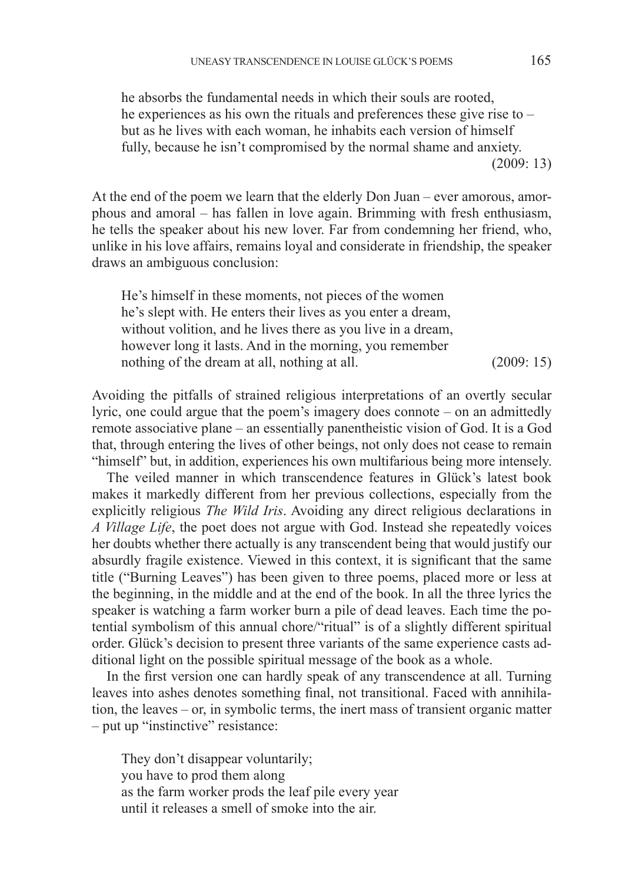> he absorbs the fundamental needs in which their souls are rooted,
> he experiences as his own the rituals and preferences these give rise to –
> but as he lives with each woman, he inhabits each version of himself
> fully, because he isn't compromised by the normal shame and anxiety.
> (2009: 13)

At the end of the poem we learn that the elderly Don Juan – ever amorous, amorphous and amoral – has fallen in love again. Brimming with fresh enthusiasm, he tells the speaker about his new lover. Far from condemning her friend, who, unlike in his love affairs, remains loyal and considerate in friendship, the speaker draws an ambiguous conclusion:

> He's himself in these moments, not pieces of the women
> he's slept with. He enters their lives as you enter a dream,
> without volition, and he lives there as you live in a dream,
> however long it lasts. And in the morning, you remember
> nothing of the dream at all, nothing at all. (2009: 15)

Avoiding the pitfalls of strained religious interpretations of an overtly secular lyric, one could argue that the poem's imagery does connote – on an admittedly remote associative plane – an essentially panentheistic vision of God. It is a God that, through entering the lives of other beings, not only does not cease to remain "himself" but, in addition, experiences his own multifarious being more intensely.

The veiled manner in which transcendence features in Glück's latest book makes it markedly different from her previous collections, especially from the explicitly religious *The Wild Iris*. Avoiding any direct religious declarations in *A Village Life*, the poet does not argue with God. Instead she repeatedly voices her doubts whether there actually is any transcendent being that would justify our absurdly fragile existence. Viewed in this context, it is significant that the same title ("Burning Leaves") has been given to three poems, placed more or less at the beginning, in the middle and at the end of the book. In all the three lyrics the speaker is watching a farm worker burn a pile of dead leaves. Each time the potential symbolism of this annual chore/"ritual" is of a slightly different spiritual order. Glück's decision to present three variants of the same experience casts additional light on the possible spiritual message of the book as a whole.

In the first version one can hardly speak of any transcendence at all. Turning leaves into ashes denotes something final, not transitional. Faced with annihilation, the leaves – or, in symbolic terms, the inert mass of transient organic matter – put up "instinctive" resistance:

> They don't disappear voluntarily;
> you have to prod them along
> as the farm worker prods the leaf pile every year
> until it releases a smell of smoke into the air.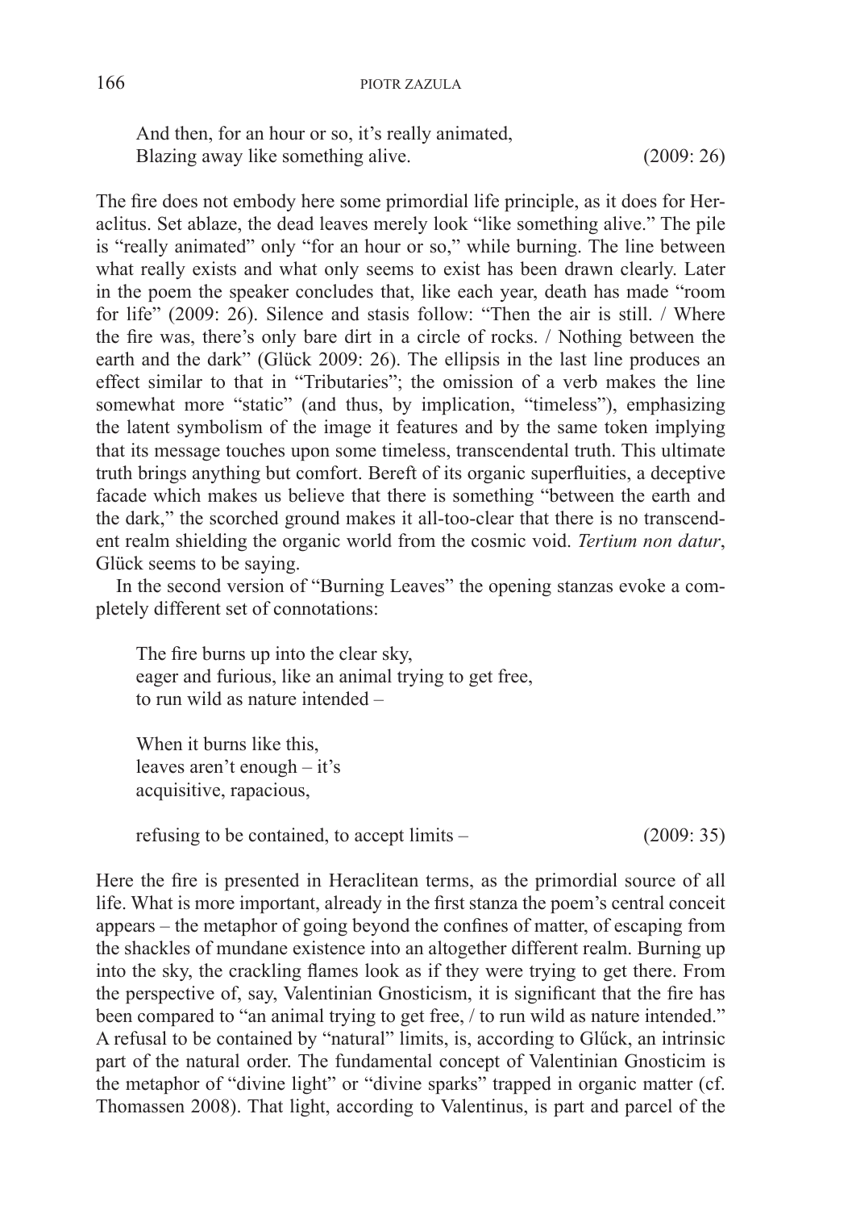> And then, for an hour or so, it's really animated,
> Blazing away like something alive. (2009: 26)

The fire does not embody here some primordial life principle, as it does for Heraclitus. Set ablaze, the dead leaves merely look "like something alive." The pile is "really animated" only "for an hour or so," while burning. The line between what really exists and what only seems to exist has been drawn clearly. Later in the poem the speaker concludes that, like each year, death has made "room for life" (2009: 26). Silence and stasis follow: "Then the air is still. / Where the fire was, there's only bare dirt in a circle of rocks. / Nothing between the earth and the dark" (Glück 2009: 26). The ellipsis in the last line produces an effect similar to that in "Tributaries"; the omission of a verb makes the line somewhat more "static" (and thus, by implication, "timeless"), emphasizing the latent symbolism of the image it features and by the same token implying that its message touches upon some timeless, transcendental truth. This ultimate truth brings anything but comfort. Bereft of its organic superfluities, a deceptive facade which makes us believe that there is something "between the earth and the dark," the scorched ground makes it all-too-clear that there is no transcendent realm shielding the organic world from the cosmic void. *Tertium non datur*, Glück seems to be saying.

In the second version of "Burning Leaves" the opening stanzas evoke a completely different set of connotations:

> The fire burns up into the clear sky,
> eager and furious, like an animal trying to get free,
> to run wild as nature intended –
>
> When it burns like this,
> leaves aren't enough – it's
> acquisitive, rapacious,
>
> refusing to be contained, to accept limits – (2009: 35)

Here the fire is presented in Heraclitean terms, as the primordial source of all life. What is more important, already in the first stanza the poem's central conceit appears – the metaphor of going beyond the confines of matter, of escaping from the shackles of mundane existence into an altogether different realm. Burning up into the sky, the crackling flames look as if they were trying to get there. From the perspective of, say, Valentinian Gnosticism, it is significant that the fire has been compared to "an animal trying to get free, / to run wild as nature intended." A refusal to be contained by "natural" limits, is, according to Glűck, an intrinsic part of the natural order. The fundamental concept of Valentinian Gnosticim is the metaphor of "divine light" or "divine sparks" trapped in organic matter (cf. Thomassen 2008). That light, according to Valentinus, is part and parcel of the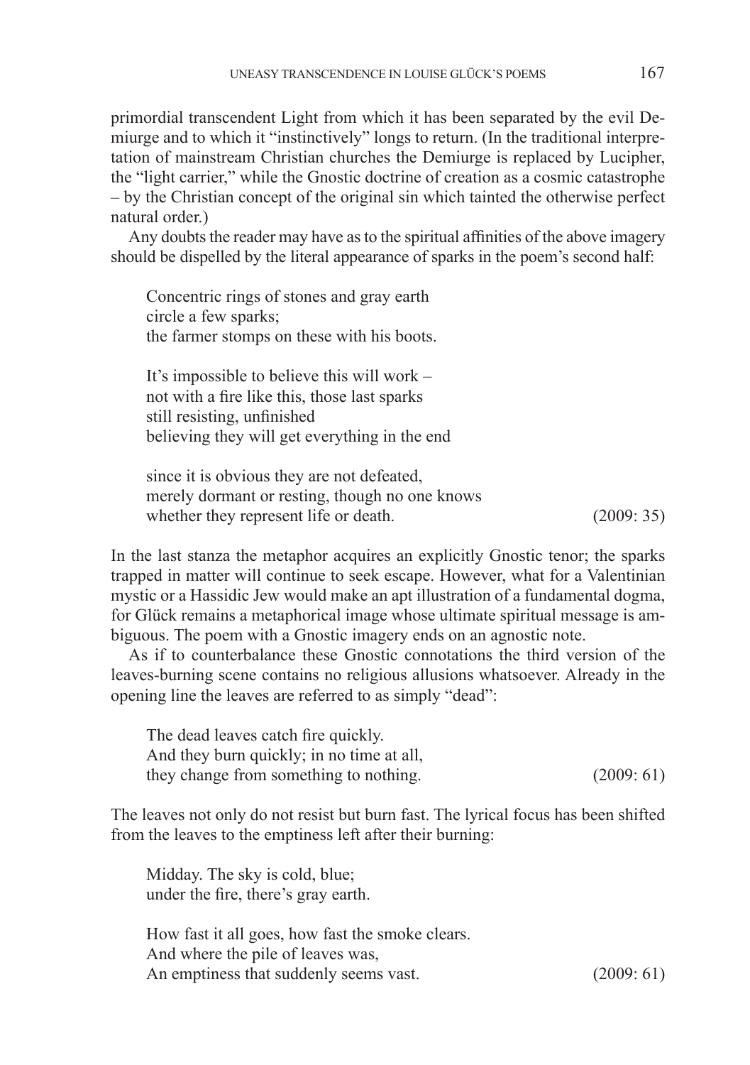primordial transcendent Light from which it has been separated by the evil Demiurge and to which it "instinctively" longs to return. (In the traditional interpretation of mainstream Christian churches the Demiurge is replaced by Lucipher, the "light carrier," while the Gnostic doctrine of creation as a cosmic catastrophe – by the Christian concept of the original sin which tainted the otherwise perfect natural order.)

Any doubts the reader may have as to the spiritual affinities of the above imagery should be dispelled by the literal appearance of sparks in the poem's second half:

> Concentric rings of stones and gray earth
> circle a few sparks;
> the farmer stomps on these with his boots.
>
> It's impossible to believe this will work –
> not with a fire like this, those last sparks
> still resisting, unfinished
> believing they will get everything in the end
>
> since it is obvious they are not defeated,
> merely dormant or resting, though no one knows
> whether they represent life or death. (2009: 35)

In the last stanza the metaphor acquires an explicitly Gnostic tenor; the sparks trapped in matter will continue to seek escape. However, what for a Valentinian mystic or a Hassidic Jew would make an apt illustration of a fundamental dogma, for Glück remains a metaphorical image whose ultimate spiritual message is ambiguous. The poem with a Gnostic imagery ends on an agnostic note.

As if to counterbalance these Gnostic connotations the third version of the leaves-burning scene contains no religious allusions whatsoever. Already in the opening line the leaves are referred to as simply "dead":

> The dead leaves catch fire quickly.
> And they burn quickly; in no time at all,
> they change from something to nothing. (2009: 61)

The leaves not only do not resist but burn fast. The lyrical focus has been shifted from the leaves to the emptiness left after their burning:

> Midday. The sky is cold, blue;
> under the fire, there's gray earth.
>
> How fast it all goes, how fast the smoke clears.
> And where the pile of leaves was,
> An emptiness that suddenly seems vast. (2009: 61)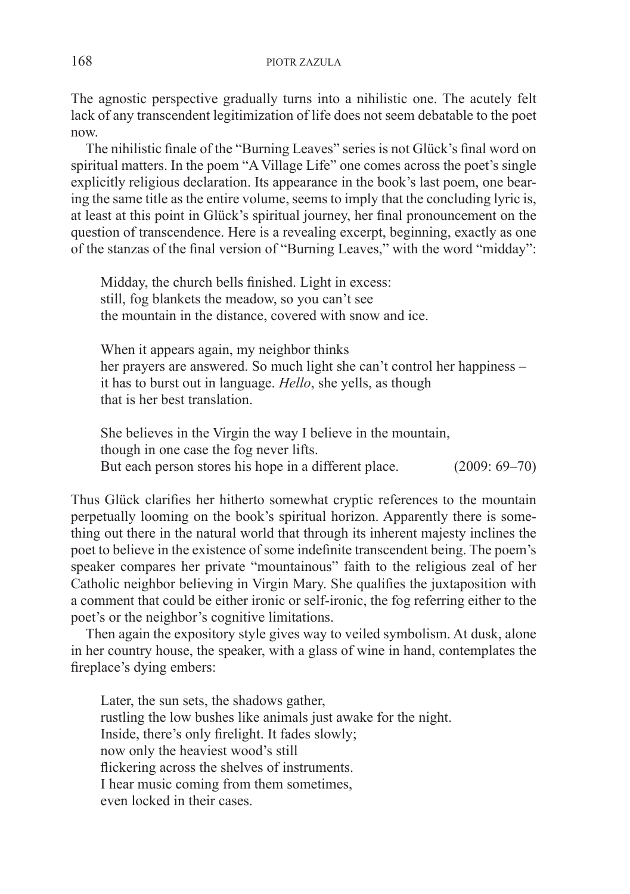The agnostic perspective gradually turns into a nihilistic one. The acutely felt lack of any transcendent legitimization of life does not seem debatable to the poet now.

The nihilistic finale of the "Burning Leaves" series is not Glück's final word on spiritual matters. In the poem "A Village Life" one comes across the poet's single explicitly religious declaration. Its appearance in the book's last poem, one bearing the same title as the entire volume, seems to imply that the concluding lyric is, at least at this point in Glück's spiritual journey, her final pronouncement on the question of transcendence. Here is a revealing excerpt, beginning, exactly as one of the stanzas of the final version of "Burning Leaves," with the word "midday":

> Midday, the church bells finished. Light in excess:
> still, fog blankets the meadow, so you can't see
> the mountain in the distance, covered with snow and ice.
>
> When it appears again, my neighbor thinks
> her prayers are answered. So much light she can't control her happiness –
> it has to burst out in language. *Hello*, she yells, as though
> that is her best translation.
>
> She believes in the Virgin the way I believe in the mountain,
> though in one case the fog never lifts.
> But each person stores his hope in a different place. (2009: 69–70)

Thus Glück clarifies her hitherto somewhat cryptic references to the mountain perpetually looming on the book's spiritual horizon. Apparently there is something out there in the natural world that through its inherent majesty inclines the poet to believe in the existence of some indefinite transcendent being. The poem's speaker compares her private "mountainous" faith to the religious zeal of her Catholic neighbor believing in Virgin Mary. She qualifies the juxtaposition with a comment that could be either ironic or self-ironic, the fog referring either to the poet's or the neighbor's cognitive limitations.

Then again the expository style gives way to veiled symbolism. At dusk, alone in her country house, the speaker, with a glass of wine in hand, contemplates the fireplace's dying embers:

> Later, the sun sets, the shadows gather,
> rustling the low bushes like animals just awake for the night.
> Inside, there's only firelight. It fades slowly;
> now only the heaviest wood's still
> flickering across the shelves of instruments.
> I hear music coming from them sometimes,
> even locked in their cases.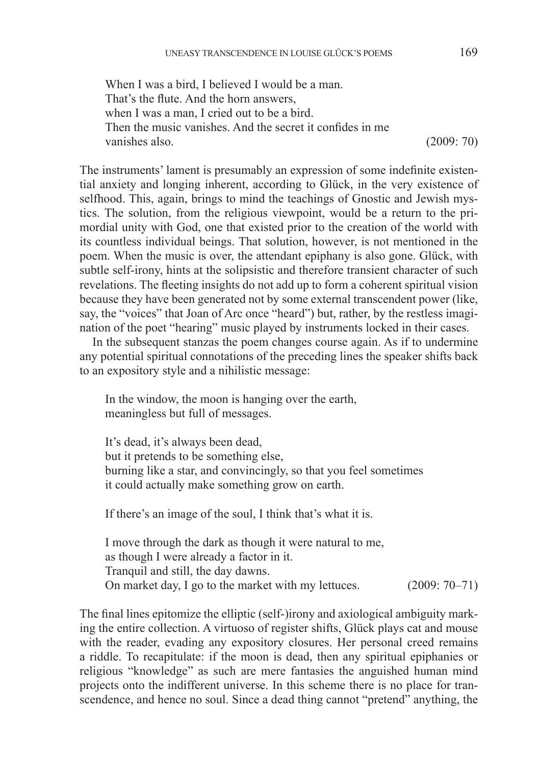> When I was a bird, I believed I would be a man.
> That's the flute. And the horn answers,
> when I was a man, I cried out to be a bird.
> Then the music vanishes. And the secret it confides in me
> vanishes also. (2009: 70)

The instruments' lament is presumably an expression of some indefinite existential anxiety and longing inherent, according to Glück, in the very existence of selfhood. This, again, brings to mind the teachings of Gnostic and Jewish mystics. The solution, from the religious viewpoint, would be a return to the primordial unity with God, one that existed prior to the creation of the world with its countless individual beings. That solution, however, is not mentioned in the poem. When the music is over, the attendant epiphany is also gone. Glück, with subtle self-irony, hints at the solipsistic and therefore transient character of such revelations. The fleeting insights do not add up to form a coherent spiritual vision because they have been generated not by some external transcendent power (like, say, the "voices" that Joan of Arc once "heard") but, rather, by the restless imagination of the poet "hearing" music played by instruments locked in their cases.

In the subsequent stanzas the poem changes course again. As if to undermine any potential spiritual connotations of the preceding lines the speaker shifts back to an expository style and a nihilistic message:

> In the window, the moon is hanging over the earth,
> meaningless but full of messages.
>
> It's dead, it's always been dead,
> but it pretends to be something else,
> burning like a star, and convincingly, so that you feel sometimes
> it could actually make something grow on earth.
>
> If there's an image of the soul, I think that's what it is.
>
> I move through the dark as though it were natural to me,
> as though I were already a factor in it.
> Tranquil and still, the day dawns.
> On market day, I go to the market with my lettuces. (2009: 70–71)

The final lines epitomize the elliptic (self-)irony and axiological ambiguity marking the entire collection. A virtuoso of register shifts, Glück plays cat and mouse with the reader, evading any expository closures. Her personal creed remains a riddle. To recapitulate: if the moon is dead, then any spiritual epiphanies or religious "knowledge" as such are mere fantasies the anguished human mind projects onto the indifferent universe. In this scheme there is no place for transcendence, and hence no soul. Since a dead thing cannot "pretend" anything, the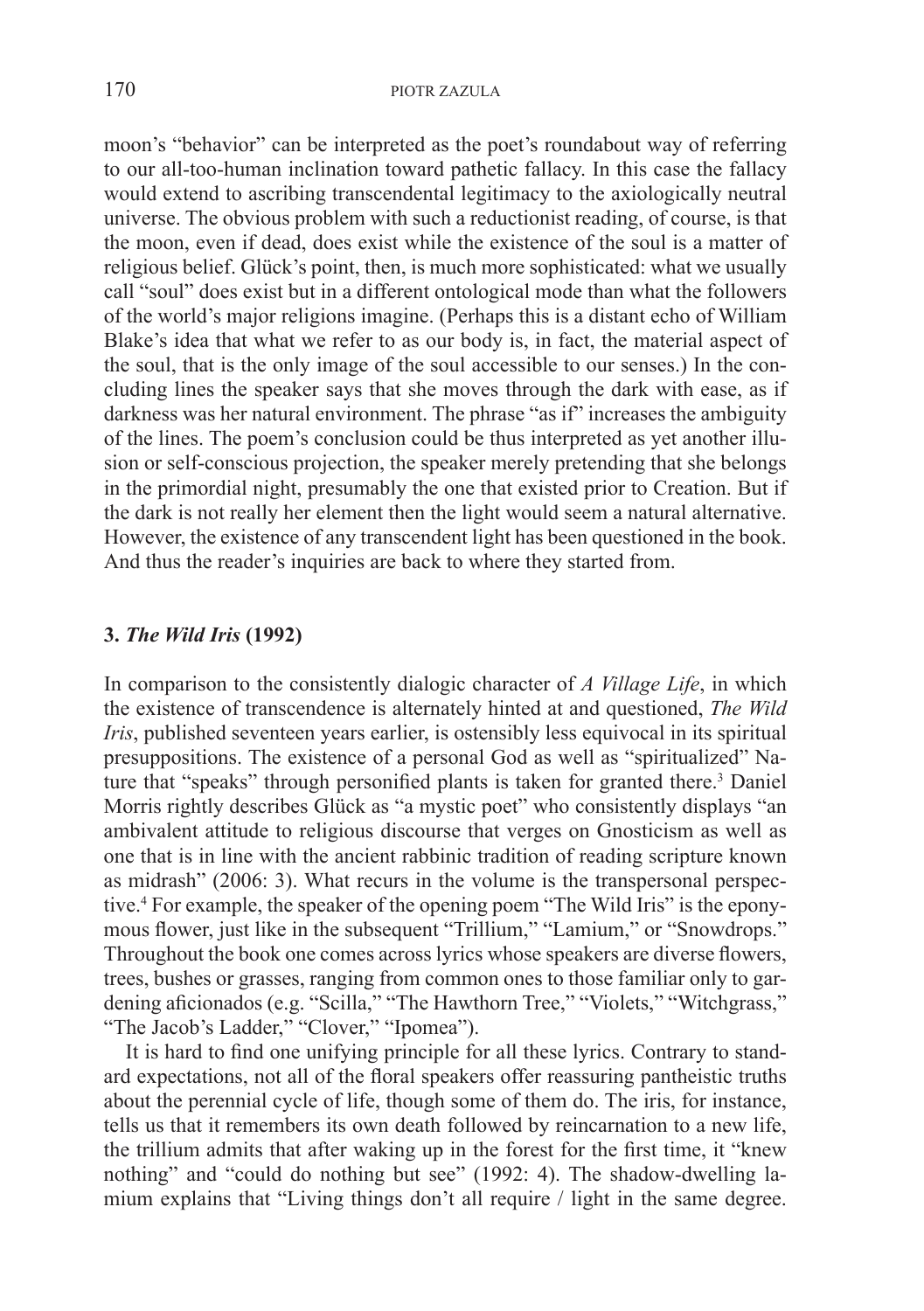moon's "behavior" can be interpreted as the poet's roundabout way of referring to our all-too-human inclination toward pathetic fallacy. In this case the fallacy would extend to ascribing transcendental legitimacy to the axiologically neutral universe. The obvious problem with such a reductionist reading, of course, is that the moon, even if dead, does exist while the existence of the soul is a matter of religious belief. Glück's point, then, is much more sophisticated: what we usually call "soul" does exist but in a different ontological mode than what the followers of the world's major religions imagine. (Perhaps this is a distant echo of William Blake's idea that what we refer to as our body is, in fact, the material aspect of the soul, that is the only image of the soul accessible to our senses.) In the concluding lines the speaker says that she moves through the dark with ease, as if darkness was her natural environment. The phrase "as if" increases the ambiguity of the lines. The poem's conclusion could be thus interpreted as yet another illusion or self-conscious projection, the speaker merely pretending that she belongs in the primordial night, presumably the one that existed prior to Creation. But if the dark is not really her element then the light would seem a natural alternative. However, the existence of any transcendent light has been questioned in the book. And thus the reader's inquiries are back to where they started from.

## 3. *The Wild Iris* (1992)

In comparison to the consistently dialogic character of *A Village Life*, in which the existence of transcendence is alternately hinted at and questioned, *The Wild Iris*, published seventeen years earlier, is ostensibly less equivocal in its spiritual presuppositions. The existence of a personal God as well as "spiritualized" Nature that "speaks" through personified plants is taken for granted there.[3] Daniel Morris rightly describes Glück as "a mystic poet" who consistently displays "an ambivalent attitude to religious discourse that verges on Gnosticism as well as one that is in line with the ancient rabbinic tradition of reading scripture known as midrash" (2006: 3). What recurs in the volume is the transpersonal perspective.[4] For example, the speaker of the opening poem "The Wild Iris" is the eponymous flower, just like in the subsequent "Trillium," "Lamium," or "Snowdrops." Throughout the book one comes across lyrics whose speakers are diverse flowers, trees, bushes or grasses, ranging from common ones to those familiar only to gardening aficionados (e.g. "Scilla," "The Hawthorn Tree," "Violets," "Witchgrass," "The Jacob's Ladder," "Clover," "Ipomea").

It is hard to find one unifying principle for all these lyrics. Contrary to standard expectations, not all of the floral speakers offer reassuring pantheistic truths about the perennial cycle of life, though some of them do. The iris, for instance, tells us that it remembers its own death followed by reincarnation to a new life, the trillium admits that after waking up in the forest for the first time, it "knew nothing" and "could do nothing but see" (1992: 4). The shadow-dwelling lamium explains that "Living things don't all require / light in the same degree.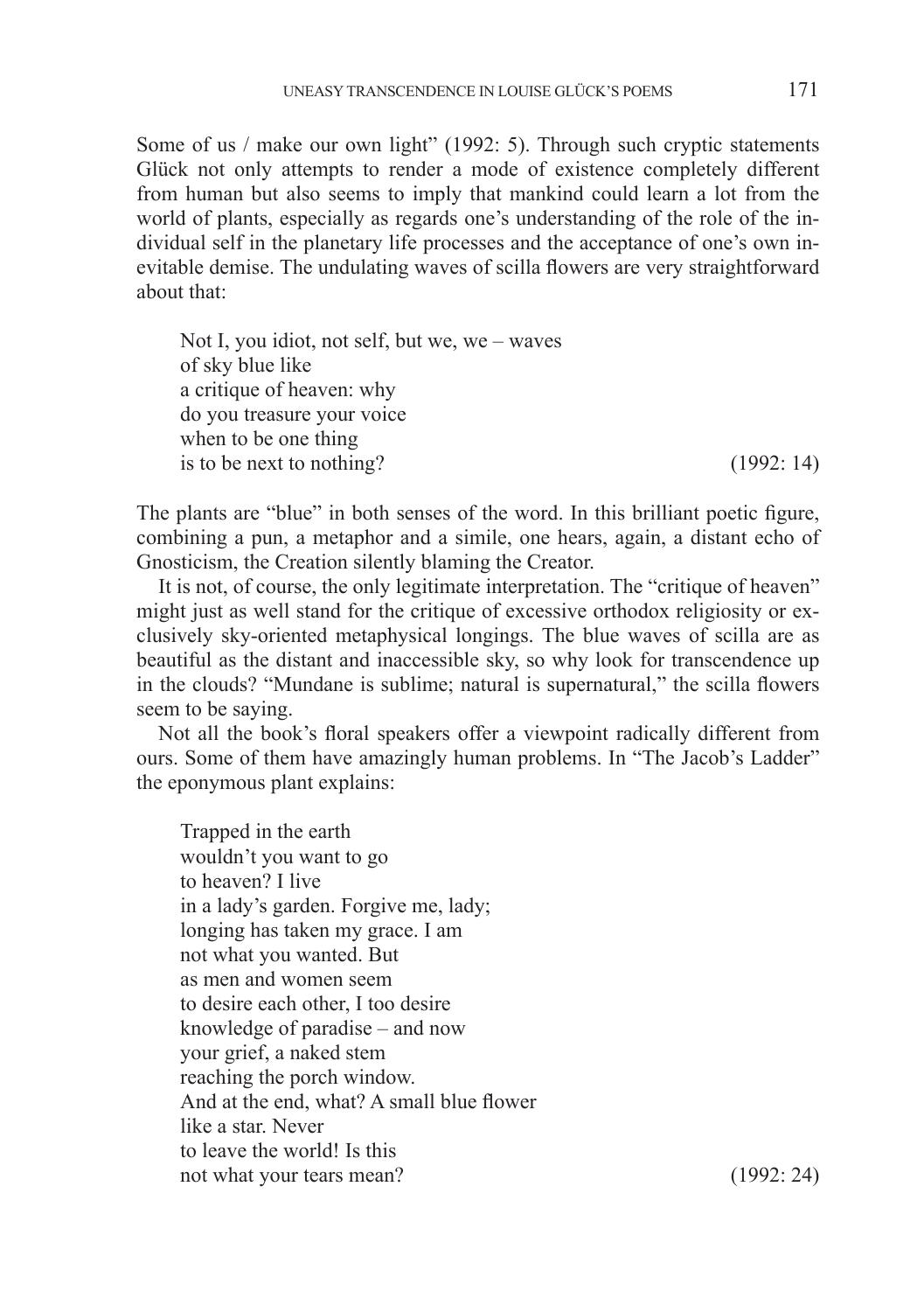Some of us / make our own light" (1992: 5). Through such cryptic statements Glück not only attempts to render a mode of existence completely different from human but also seems to imply that mankind could learn a lot from the world of plants, especially as regards one's understanding of the role of the individual self in the planetary life processes and the acceptance of one's own inevitable demise. The undulating waves of scilla flowers are very straightforward about that:

> Not I, you idiot, not self, but we, we – waves  
> of sky blue like  
> a critique of heaven: why  
> do you treasure your voice  
> when to be one thing  
> is to be next to nothing? (1992: 14)

The plants are "blue" in both senses of the word. In this brilliant poetic figure, combining a pun, a metaphor and a simile, one hears, again, a distant echo of Gnosticism, the Creation silently blaming the Creator.

It is not, of course, the only legitimate interpretation. The "critique of heaven" might just as well stand for the critique of excessive orthodox religiosity or exclusively sky-oriented metaphysical longings. The blue waves of scilla are as beautiful as the distant and inaccessible sky, so why look for transcendence up in the clouds? "Mundane is sublime; natural is supernatural," the scilla flowers seem to be saying.

Not all the book's floral speakers offer a viewpoint radically different from ours. Some of them have amazingly human problems. In "The Jacob's Ladder" the eponymous plant explains:

> Trapped in the earth  
> wouldn't you want to go  
> to heaven? I live  
> in a lady's garden. Forgive me, lady;  
> longing has taken my grace. I am  
> not what you wanted. But  
> as men and women seem  
> to desire each other, I too desire  
> knowledge of paradise – and now  
> your grief, a naked stem  
> reaching the porch window.  
> And at the end, what? A small blue flower  
> like a star. Never  
> to leave the world! Is this  
> not what your tears mean? (1992: 24)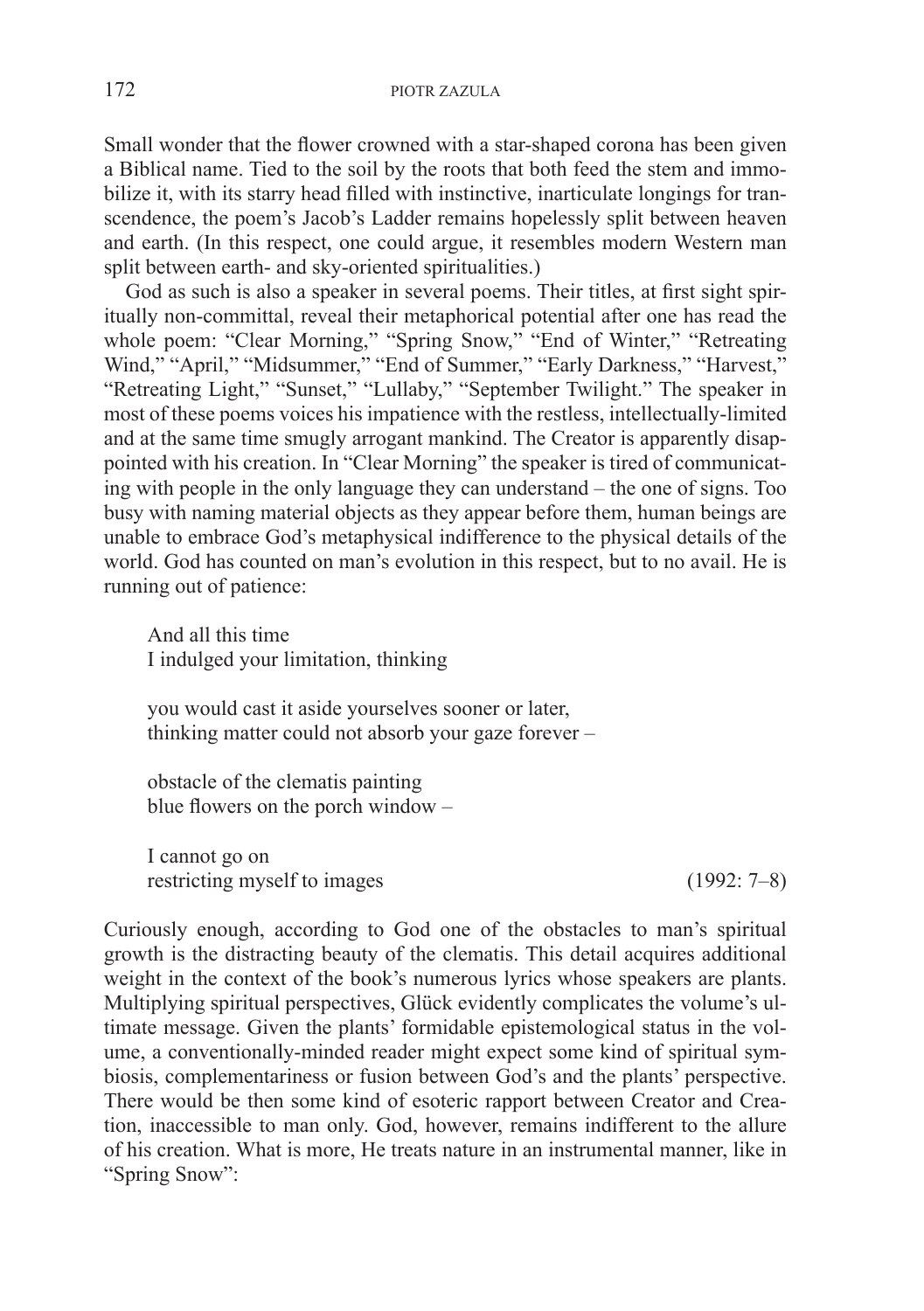Small wonder that the flower crowned with a star-shaped corona has been given a Biblical name. Tied to the soil by the roots that both feed the stem and immobilize it, with its starry head filled with instinctive, inarticulate longings for transcendence, the poem's Jacob's Ladder remains hopelessly split between heaven and earth. (In this respect, one could argue, it resembles modern Western man split between earth- and sky-oriented spiritualities.)

God as such is also a speaker in several poems. Their titles, at first sight spiritually non-committal, reveal their metaphorical potential after one has read the whole poem: "Clear Morning," "Spring Snow," "End of Winter," "Retreating Wind," "April," "Midsummer," "End of Summer," "Early Darkness," "Harvest," "Retreating Light," "Sunset," "Lullaby," "September Twilight." The speaker in most of these poems voices his impatience with the restless, intellectually-limited and at the same time smugly arrogant mankind. The Creator is apparently disappointed with his creation. In "Clear Morning" the speaker is tired of communicating with people in the only language they can understand – the one of signs. Too busy with naming material objects as they appear before them, human beings are unable to embrace God's metaphysical indifference to the physical details of the world. God has counted on man's evolution in this respect, but to no avail. He is running out of patience:

> And all this time
> I indulged your limitation, thinking
>
> you would cast it aside yourselves sooner or later,
> thinking matter could not absorb your gaze forever –
>
> obstacle of the clematis painting
> blue flowers on the porch window –
>
> I cannot go on
> restricting myself to images (1992: 7–8)

Curiously enough, according to God one of the obstacles to man's spiritual growth is the distracting beauty of the clematis. This detail acquires additional weight in the context of the book's numerous lyrics whose speakers are plants. Multiplying spiritual perspectives, Glück evidently complicates the volume's ultimate message. Given the plants' formidable epistemological status in the volume, a conventionally-minded reader might expect some kind of spiritual symbiosis, complementariness or fusion between God's and the plants' perspective. There would be then some kind of esoteric rapport between Creator and Creation, inaccessible to man only. God, however, remains indifferent to the allure of his creation. What is more, He treats nature in an instrumental manner, like in "Spring Snow":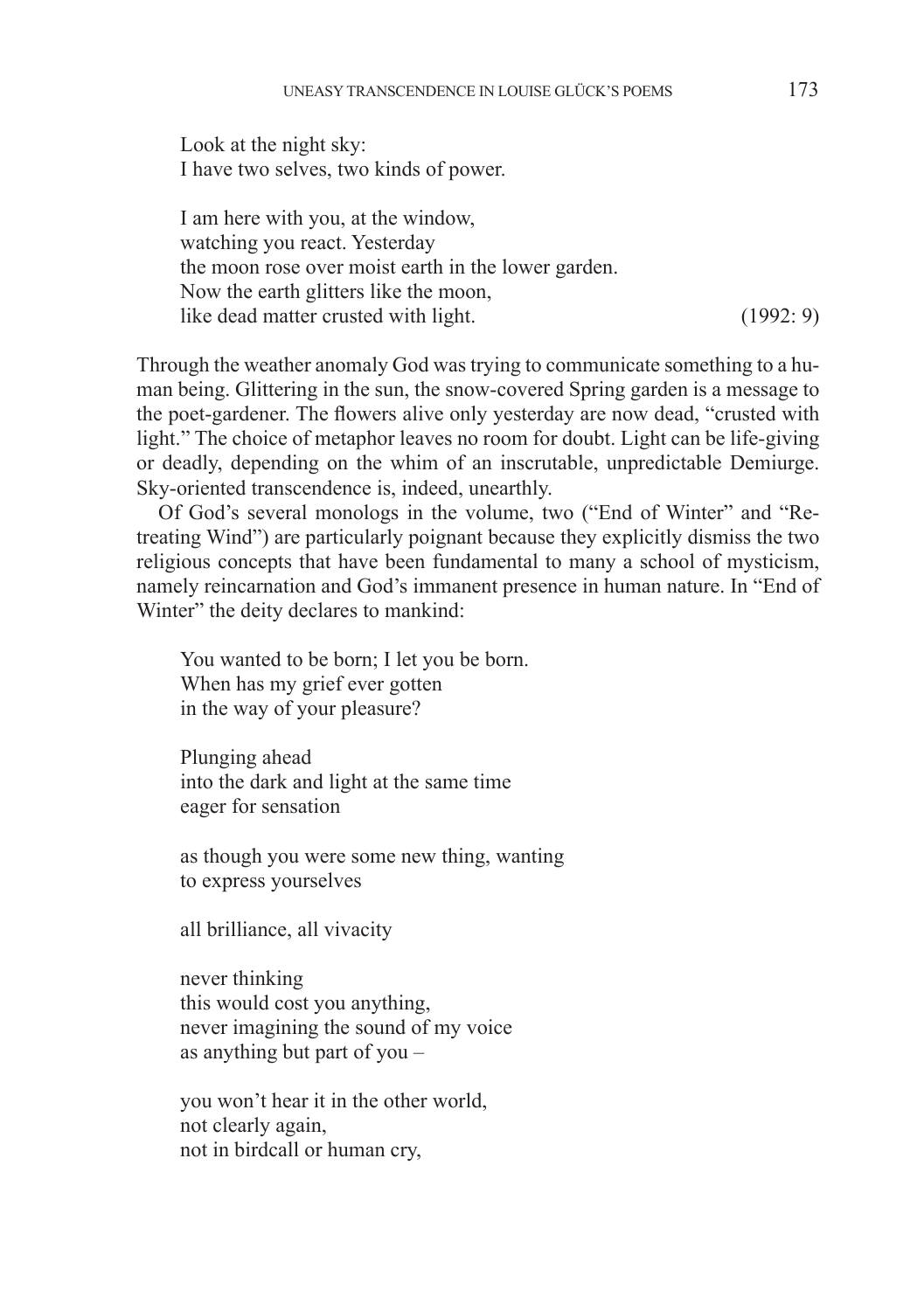> Look at the night sky:  
> I have two selves, two kinds of power.
>
> I am here with you, at the window,  
> watching you react. Yesterday  
> the moon rose over moist earth in the lower garden.  
> Now the earth glitters like the moon,  
> like dead matter crusted with light. (1992: 9)

Through the weather anomaly God was trying to communicate something to a human being. Glittering in the sun, the snow-covered Spring garden is a message to the poet-gardener. The flowers alive only yesterday are now dead, "crusted with light." The choice of metaphor leaves no room for doubt. Light can be life-giving or deadly, depending on the whim of an inscrutable, unpredictable Demiurge. Sky-oriented transcendence is, indeed, unearthly.

Of God's several monologs in the volume, two ("End of Winter" and "Retreating Wind") are particularly poignant because they explicitly dismiss the two religious concepts that have been fundamental to many a school of mysticism, namely reincarnation and God's immanent presence in human nature. In "End of Winter" the deity declares to mankind:

> You wanted to be born; I let you be born.  
> When has my grief ever gotten  
> in the way of your pleasure?
>
> Plunging ahead  
> into the dark and light at the same time  
> eager for sensation
>
> as though you were some new thing, wanting  
> to express yourselves
>
> all brilliance, all vivacity
>
> never thinking  
> this would cost you anything,  
> never imagining the sound of my voice  
> as anything but part of you –
>
> you won't hear it in the other world,  
> not clearly again,  
> not in birdcall or human cry,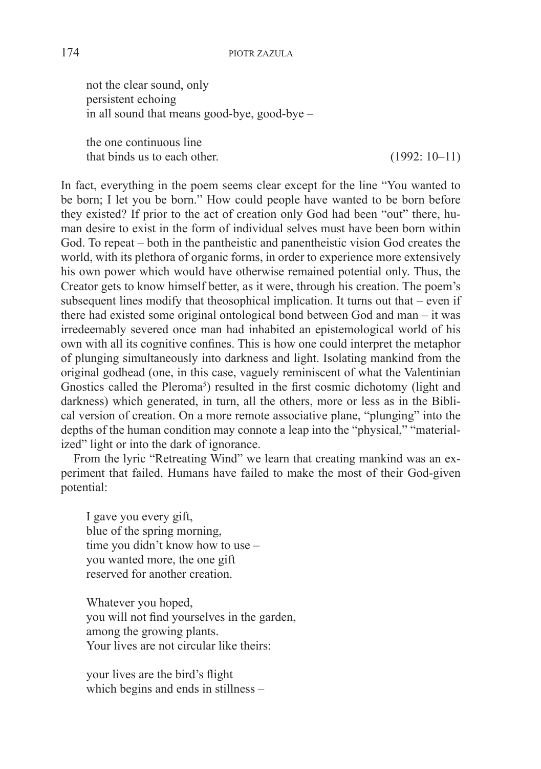not the clear sound, only
persistent echoing
in all sound that means good-bye, good-bye –

the one continuous line
that binds us to each other. (1992: 10–11)

In fact, everything in the poem seems clear except for the line "You wanted to be born; I let you be born." How could people have wanted to be born before they existed? If prior to the act of creation only God had been "out" there, human desire to exist in the form of individual selves must have been born within God. To repeat – both in the pantheistic and panentheistic vision God creates the world, with its plethora of organic forms, in order to experience more extensively his own power which would have otherwise remained potential only. Thus, the Creator gets to know himself better, as it were, through his creation. The poem's subsequent lines modify that theosophical implication. It turns out that – even if there had existed some original ontological bond between God and man – it was irredeemably severed once man had inhabited an epistemological world of his own with all its cognitive confines. This is how one could interpret the metaphor of plunging simultaneously into darkness and light. Isolating mankind from the original godhead (one, in this case, vaguely reminiscent of what the Valentinian Gnostics called the Pleroma[5]) resulted in the first cosmic dichotomy (light and darkness) which generated, in turn, all the others, more or less as in the Biblical version of creation. On a more remote associative plane, "plunging" into the depths of the human condition may connote a leap into the "physical," "materialized" light or into the dark of ignorance.

From the lyric "Retreating Wind" we learn that creating mankind was an experiment that failed. Humans have failed to make the most of their God-given potential:

I gave you every gift,
blue of the spring morning,
time you didn't know how to use –
you wanted more, the one gift
reserved for another creation.

Whatever you hoped,
you will not find yourselves in the garden,
among the growing plants.
Your lives are not circular like theirs:

your lives are the bird's flight
which begins and ends in stillness –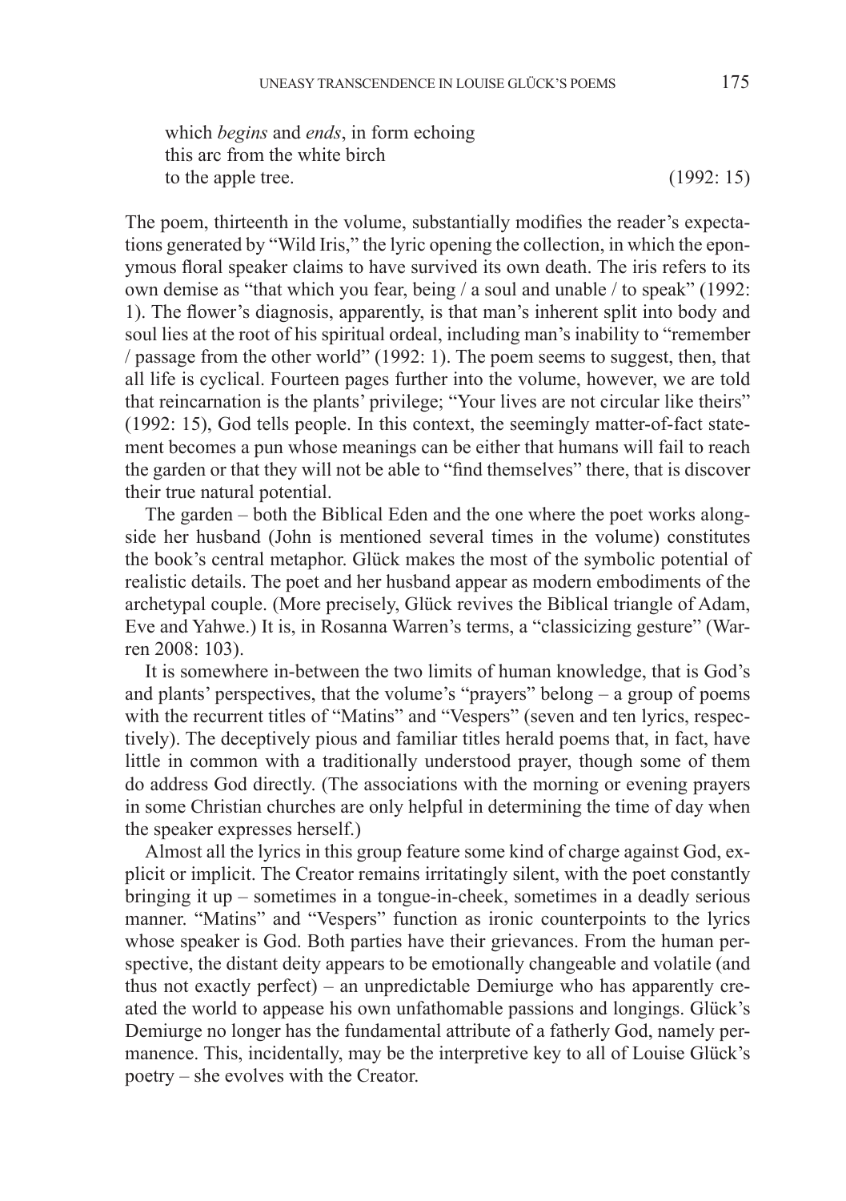> which *begins* and *ends*, in form echoing
> this arc from the white birch
> to the apple tree. (1992: 15)

The poem, thirteenth in the volume, substantially modifies the reader's expectations generated by "Wild Iris," the lyric opening the collection, in which the eponymous floral speaker claims to have survived its own death. The iris refers to its own demise as "that which you fear, being / a soul and unable / to speak" (1992: 1). The flower's diagnosis, apparently, is that man's inherent split into body and soul lies at the root of his spiritual ordeal, including man's inability to "remember / passage from the other world" (1992: 1). The poem seems to suggest, then, that all life is cyclical. Fourteen pages further into the volume, however, we are told that reincarnation is the plants' privilege; "Your lives are not circular like theirs" (1992: 15), God tells people. In this context, the seemingly matter-of-fact statement becomes a pun whose meanings can be either that humans will fail to reach the garden or that they will not be able to "find themselves" there, that is discover their true natural potential.

The garden – both the Biblical Eden and the one where the poet works alongside her husband (John is mentioned several times in the volume) constitutes the book's central metaphor. Glück makes the most of the symbolic potential of realistic details. The poet and her husband appear as modern embodiments of the archetypal couple. (More precisely, Glück revives the Biblical triangle of Adam, Eve and Yahwe.) It is, in Rosanna Warren's terms, a "classicizing gesture" (Warren 2008: 103).

It is somewhere in-between the two limits of human knowledge, that is God's and plants' perspectives, that the volume's "prayers" belong – a group of poems with the recurrent titles of "Matins" and "Vespers" (seven and ten lyrics, respectively). The deceptively pious and familiar titles herald poems that, in fact, have little in common with a traditionally understood prayer, though some of them do address God directly. (The associations with the morning or evening prayers in some Christian churches are only helpful in determining the time of day when the speaker expresses herself.)

Almost all the lyrics in this group feature some kind of charge against God, explicit or implicit. The Creator remains irritatingly silent, with the poet constantly bringing it up – sometimes in a tongue-in-cheek, sometimes in a deadly serious manner. "Matins" and "Vespers" function as ironic counterpoints to the lyrics whose speaker is God. Both parties have their grievances. From the human perspective, the distant deity appears to be emotionally changeable and volatile (and thus not exactly perfect) – an unpredictable Demiurge who has apparently created the world to appease his own unfathomable passions and longings. Glück's Demiurge no longer has the fundamental attribute of a fatherly God, namely permanence. This, incidentally, may be the interpretive key to all of Louise Glück's poetry – she evolves with the Creator.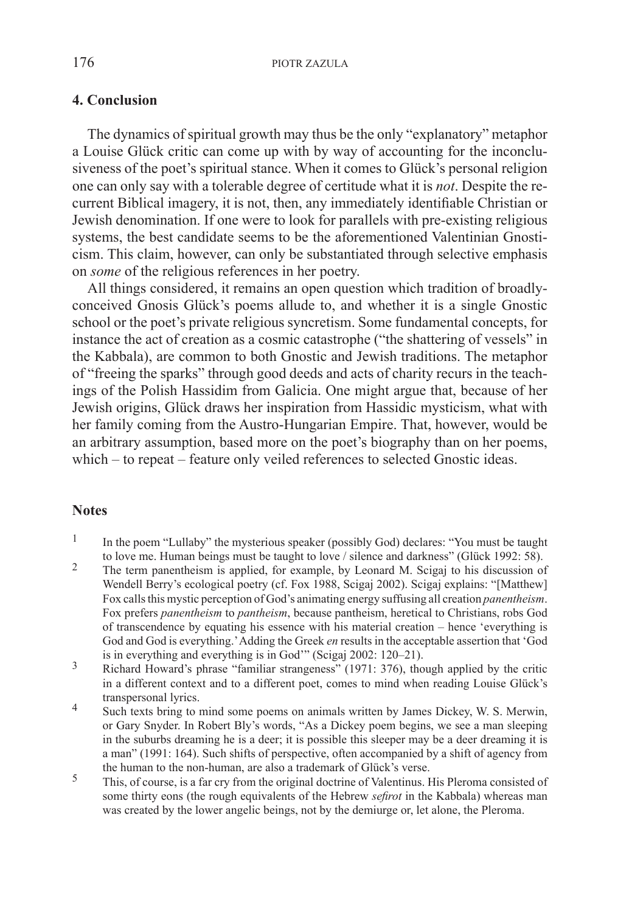## 4. Conclusion

The dynamics of spiritual growth may thus be the only "explanatory" metaphor a Louise Glück critic can come up with by way of accounting for the inconclusiveness of the poet's spiritual stance. When it comes to Glück's personal religion one can only say with a tolerable degree of certitude what it is *not*. Despite the recurrent Biblical imagery, it is not, then, any immediately identifiable Christian or Jewish denomination. If one were to look for parallels with pre-existing religious systems, the best candidate seems to be the aforementioned Valentinian Gnosticism. This claim, however, can only be substantiated through selective emphasis on *some* of the religious references in her poetry.

All things considered, it remains an open question which tradition of broadly-conceived Gnosis Glück's poems allude to, and whether it is a single Gnostic school or the poet's private religious syncretism. Some fundamental concepts, for instance the act of creation as a cosmic catastrophe ("the shattering of vessels" in the Kabbala), are common to both Gnostic and Jewish traditions. The metaphor of "freeing the sparks" through good deeds and acts of charity recurs in the teachings of the Polish Hassidim from Galicia. One might argue that, because of her Jewish origins, Glück draws her inspiration from Hassidic mysticism, what with her family coming from the Austro-Hungarian Empire. That, however, would be an arbitrary assumption, based more on the poet's biography than on her poems, which – to repeat – feature only veiled references to selected Gnostic ideas.

## Notes

1. In the poem "Lullaby" the mysterious speaker (possibly God) declares: "You must be taught to love me. Human beings must be taught to love / silence and darkness" (Glück 1992: 58).
2. The term panentheism is applied, for example, by Leonard M. Scigaj to his discussion of Wendell Berry's ecological poetry (cf. Fox 1988, Scigaj 2002). Scigaj explains: "[Matthew] Fox calls this mystic perception of God's animating energy suffusing all creation *panentheism*. Fox prefers *panentheism* to *pantheism*, because pantheism, heretical to Christians, robs God of transcendence by equating his essence with his material creation – hence 'everything is God and God is everything.' Adding the Greek *en* results in the acceptable assertion that 'God is in everything and everything is in God'" (Scigaj 2002: 120–21).
3. Richard Howard's phrase "familiar strangeness" (1971: 376), though applied by the critic in a different context and to a different poet, comes to mind when reading Louise Glück's transpersonal lyrics.
4. Such texts bring to mind some poems on animals written by James Dickey, W. S. Merwin, or Gary Snyder. In Robert Bly's words, "As a Dickey poem begins, we see a man sleeping in the suburbs dreaming he is a deer; it is possible this sleeper may be a deer dreaming it is a man" (1991: 164). Such shifts of perspective, often accompanied by a shift of agency from the human to the non-human, are also a trademark of Glück's verse.
5. This, of course, is a far cry from the original doctrine of Valentinus. His Pleroma consisted of some thirty eons (the rough equivalents of the Hebrew *sefirot* in the Kabbala) whereas man was created by the lower angelic beings, not by the demiurge or, let alone, the Pleroma.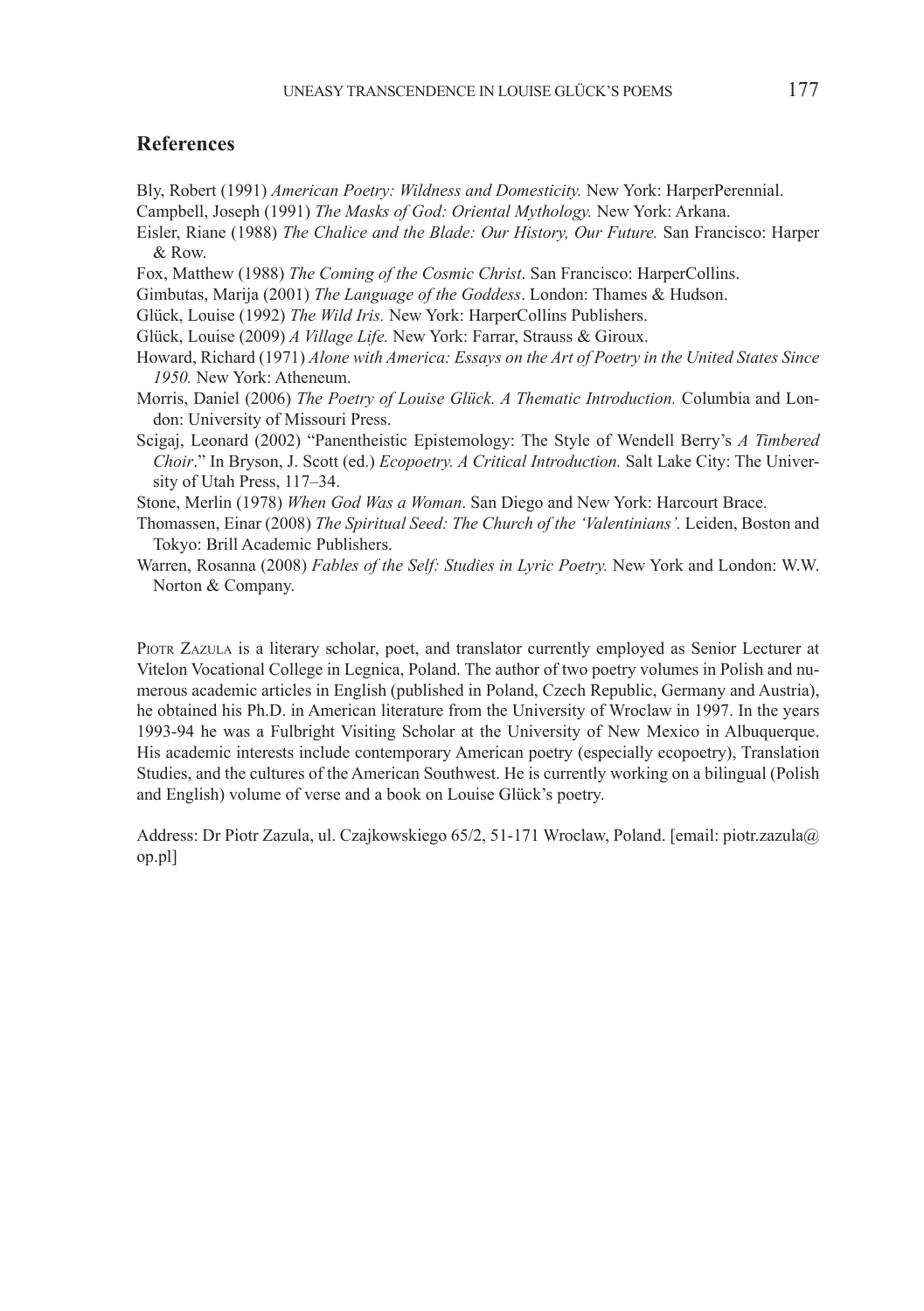## References

Bly, Robert (1991) *American Poetry: Wildness and Domesticity.* New York: HarperPerennial.

Campbell, Joseph (1991) *The Masks of God: Oriental Mythology.* New York: Arkana.

Eisler, Riane (1988) *The Chalice and the Blade: Our History, Our Future.* San Francisco: Harper & Row.

Fox, Matthew (1988) *The Coming of the Cosmic Christ*. San Francisco: HarperCollins.

Gimbutas, Marija (2001) *The Language of the Goddess*. London: Thames & Hudson.

Glück, Louise (1992) *The Wild Iris.* New York: HarperCollins Publishers.

Glück, Louise (2009) *A Village Life.* New York: Farrar, Strauss & Giroux.

Howard, Richard (1971) *Alone with America: Essays on the Art of Poetry in the United States Since 1950.* New York: Atheneum.

Morris, Daniel (2006) *The Poetry of Louise Glück. A Thematic Introduction.* Columbia and London: University of Missouri Press.

Scigaj, Leonard (2002) "Panentheistic Epistemology: The Style of Wendell Berry's *A Timbered Choir*." In Bryson, J. Scott (ed.) *Ecopoetry. A Critical Introduction.* Salt Lake City: The University of Utah Press, 117–34.

Stone, Merlin (1978) *When God Was a Woman*. San Diego and New York: Harcourt Brace.

Thomassen, Einar (2008) *The Spiritual Seed: The Church of the 'Valentinians'.* Leiden, Boston and Tokyo: Brill Academic Publishers.

Warren, Rosanna (2008) *Fables of the Self: Studies in Lyric Poetry.* New York and London: W.W. Norton & Company.

Piotr Zazula is a literary scholar, poet, and translator currently employed as Senior Lecturer at Vitelon Vocational College in Legnica, Poland. The author of two poetry volumes in Polish and numerous academic articles in English (published in Poland, Czech Republic, Germany and Austria), he obtained his Ph.D. in American literature from the University of Wroclaw in 1997. In the years 1993-94 he was a Fulbright Visiting Scholar at the University of New Mexico in Albuquerque. His academic interests include contemporary American poetry (especially ecopoetry), Translation Studies, and the cultures of the American Southwest. He is currently working on a bilingual (Polish and English) volume of verse and a book on Louise Glück's poetry.

Address: Dr Piotr Zazula, ul. Czajkowskiego 65/2, 51-171 Wroclaw, Poland. [email: piotr.zazula@op.pl]